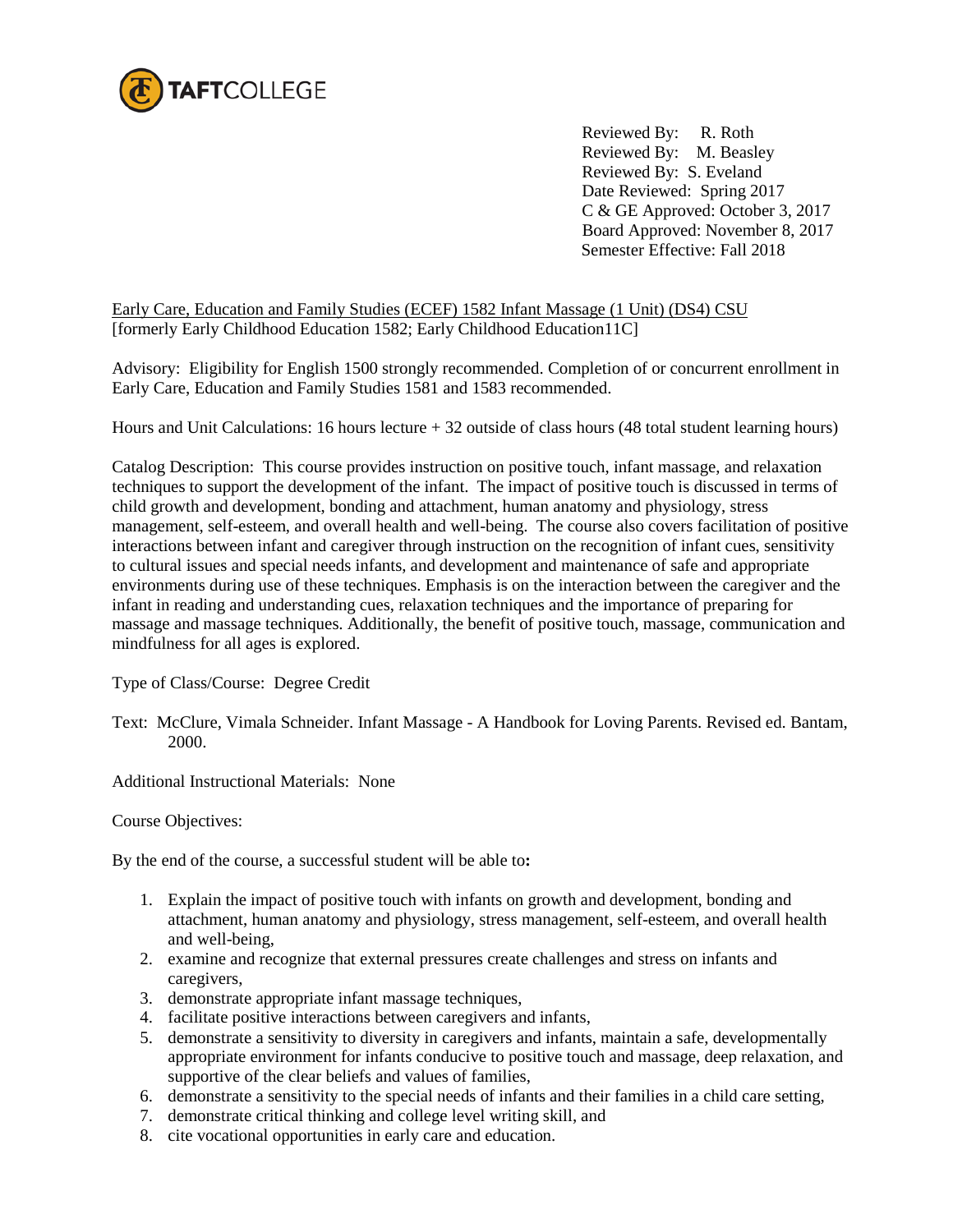Reviewed By: R. Roth
Reviewed By: M. Beasley
Reviewed By: S. Eveland
Date Reviewed: Spring 2017
C & GE Approved: October 3, 2017
Board Approved: November 8, 2017
Semester Effective: Fall 2018

Early Care, Education and Family Studies (ECEF) 1582 Infant Massage (1 Unit) (DS4) CSU
[formerly Early Childhood Education 1582; Early Childhood Education11C]

Advisory: Eligibility for English 1500 strongly recommended. Completion of or concurrent enrollment in Early Care, Education and Family Studies 1581 and 1583 recommended.

Hours and Unit Calculations: 16 hours lecture + 32 outside of class hours (48 total student learning hours)

Catalog Description: This course provides instruction on positive touch, infant massage, and relaxation techniques to support the development of the infant. The impact of positive touch is discussed in terms of child growth and development, bonding and attachment, human anatomy and physiology, stress management, self-esteem, and overall health and well-being. The course also covers facilitation of positive interactions between infant and caregiver through instruction on the recognition of infant cues, sensitivity to cultural issues and special needs infants, and development and maintenance of safe and appropriate environments during use of these techniques. Emphasis is on the interaction between the caregiver and the infant in reading and understanding cues, relaxation techniques and the importance of preparing for massage and massage techniques. Additionally, the benefit of positive touch, massage, communication and mindfulness for all ages is explored.

Type of Class/Course: Degree Credit

Text: McClure, Vimala Schneider. Infant Massage - A Handbook for Loving Parents. Revised ed. Bantam, 2000.

Additional Instructional Materials: None

Course Objectives:

By the end of the course, a successful student will be able to**:**

1. Explain the impact of positive touch with infants on growth and development, bonding and attachment, human anatomy and physiology, stress management, self-esteem, and overall health and well-being,
2. examine and recognize that external pressures create challenges and stress on infants and caregivers,
3. demonstrate appropriate infant massage techniques,
4. facilitate positive interactions between caregivers and infants,
5. demonstrate a sensitivity to diversity in caregivers and infants, maintain a safe, developmentally appropriate environment for infants conducive to positive touch and massage, deep relaxation, and supportive of the clear beliefs and values of families,
6. demonstrate a sensitivity to the special needs of infants and their families in a child care setting,
7. demonstrate critical thinking and college level writing skill, and
8. cite vocational opportunities in early care and education.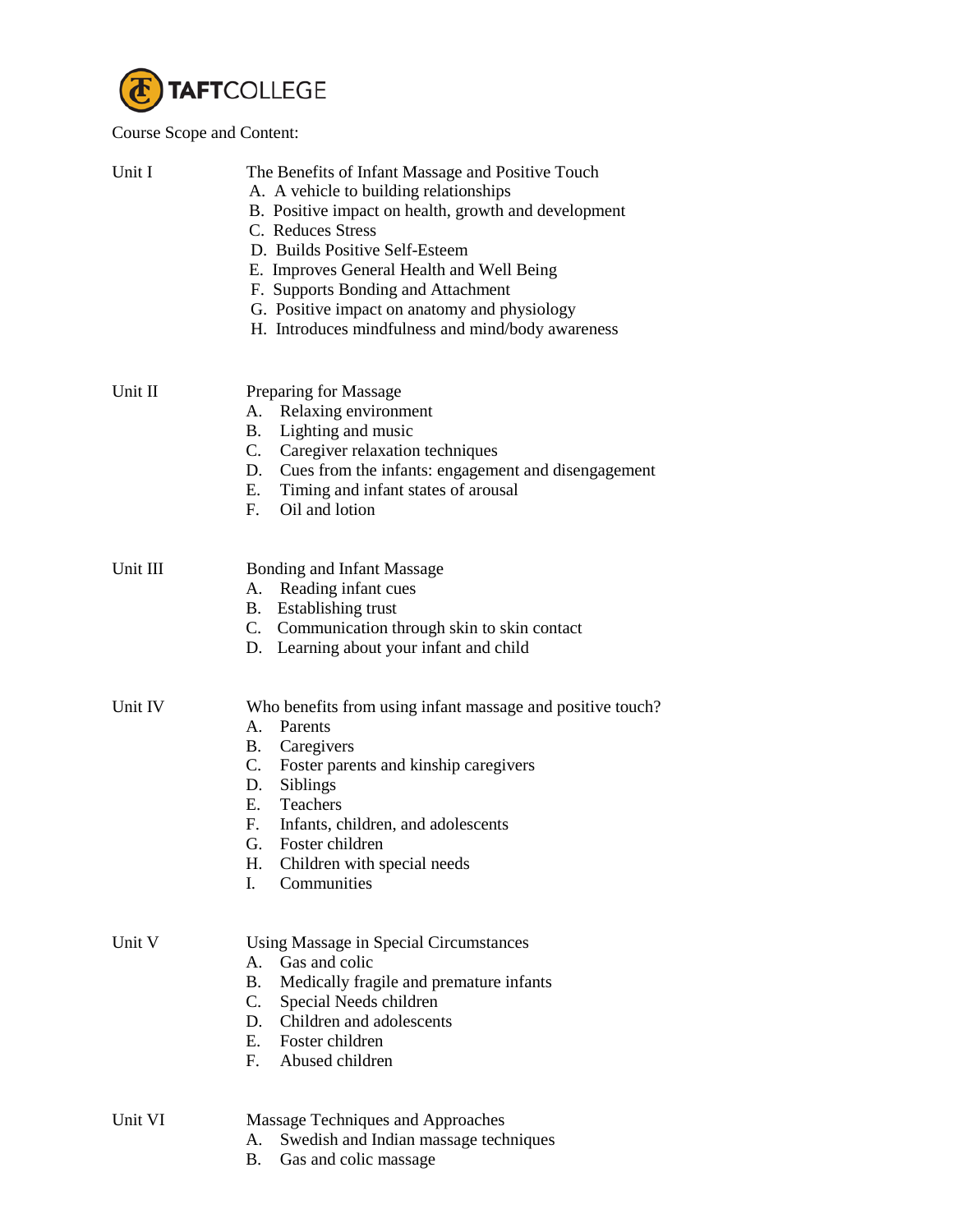TAFTCOLLEGE

Course Scope and Content:

**Unit I** The Benefits of Infant Massage and Positive Touch

A. A vehicle to building relationships
B. Positive impact on health, growth and development
C. Reduces Stress
D. Builds Positive Self-Esteem
E. Improves General Health and Well Being
F. Supports Bonding and Attachment
G. Positive impact on anatomy and physiology
H. Introduces mindfulness and mind/body awareness

**Unit II** Preparing for Massage

A. Relaxing environment
B. Lighting and music
C. Caregiver relaxation techniques
D. Cues from the infants: engagement and disengagement
E. Timing and infant states of arousal
F. Oil and lotion

**Unit III** Bonding and Infant Massage

A. Reading infant cues
B. Establishing trust
C. Communication through skin to skin contact
D. Learning about your infant and child

**Unit IV** Who benefits from using infant massage and positive touch?

A. Parents
B. Caregivers
C. Foster parents and kinship caregivers
D. Siblings
E. Teachers
F. Infants, children, and adolescents
G. Foster children
H. Children with special needs
I. Communities

**Unit V** Using Massage in Special Circumstances

A. Gas and colic
B. Medically fragile and premature infants
C. Special Needs children
D. Children and adolescents
E. Foster children
F. Abused children

**Unit VI** Massage Techniques and Approaches

A. Swedish and Indian massage techniques
B. Gas and colic massage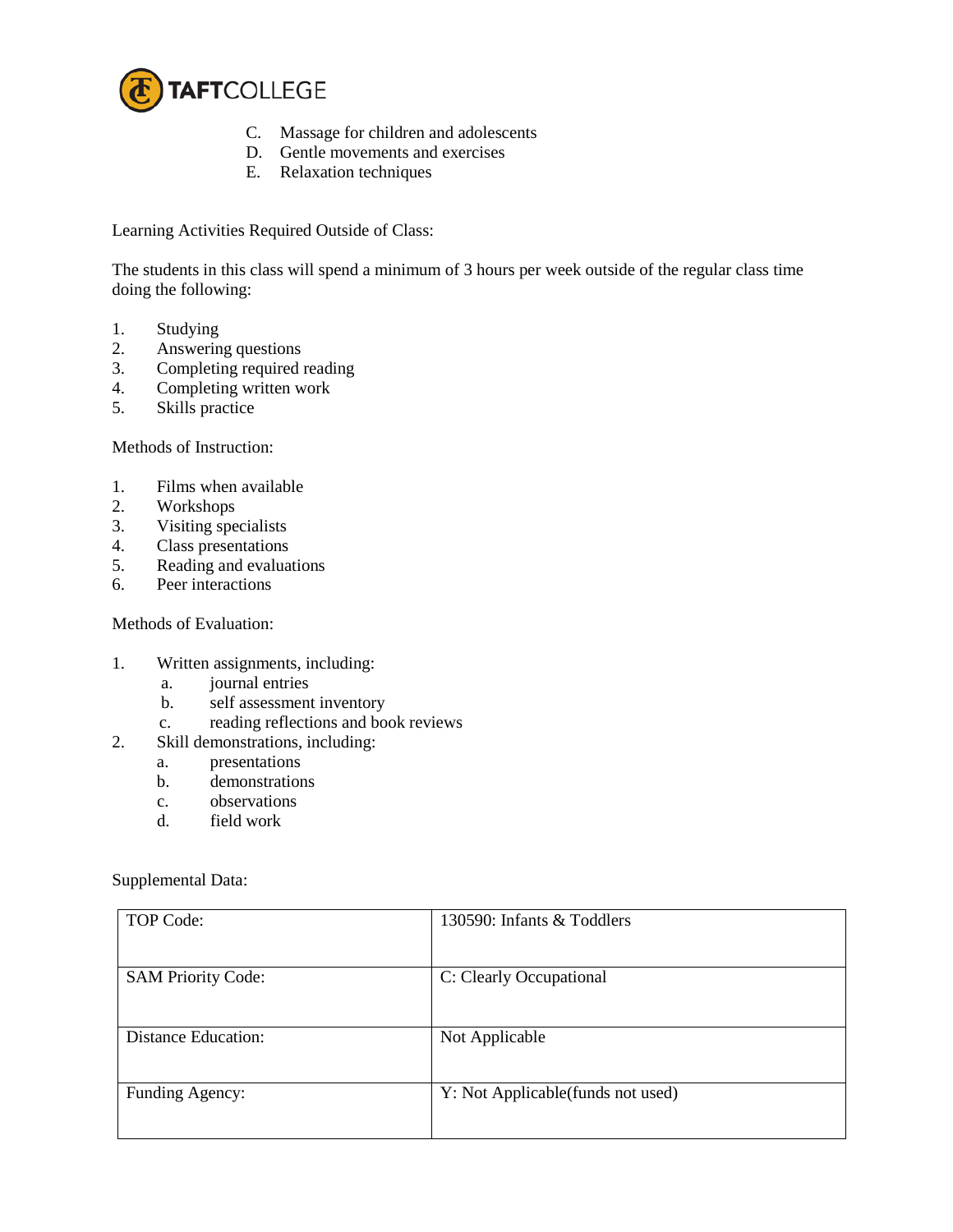C. Massage for children and adolescents
D. Gentle movements and exercises
E. Relaxation techniques

Learning Activities Required Outside of Class:

The students in this class will spend a minimum of 3 hours per week outside of the regular class time doing the following:

1. Studying
2. Answering questions
3. Completing required reading
4. Completing written work
5. Skills practice

Methods of Instruction:

1. Films when available
2. Workshops
3. Visiting specialists
4. Class presentations
5. Reading and evaluations
6. Peer interactions

Methods of Evaluation:

1. Written assignments, including:
   a. journal entries
   b. self assessment inventory
   c. reading reflections and book reviews
2. Skill demonstrations, including:
   a. presentations
   b. demonstrations
   c. observations
   d. field work

Supplemental Data:

| TOP Code: | 130590: Infants & Toddlers |
| --- | --- |
| SAM Priority Code: | C: Clearly Occupational |
| Distance Education: | Not Applicable |
| Funding Agency: | Y: Not Applicable(funds not used) |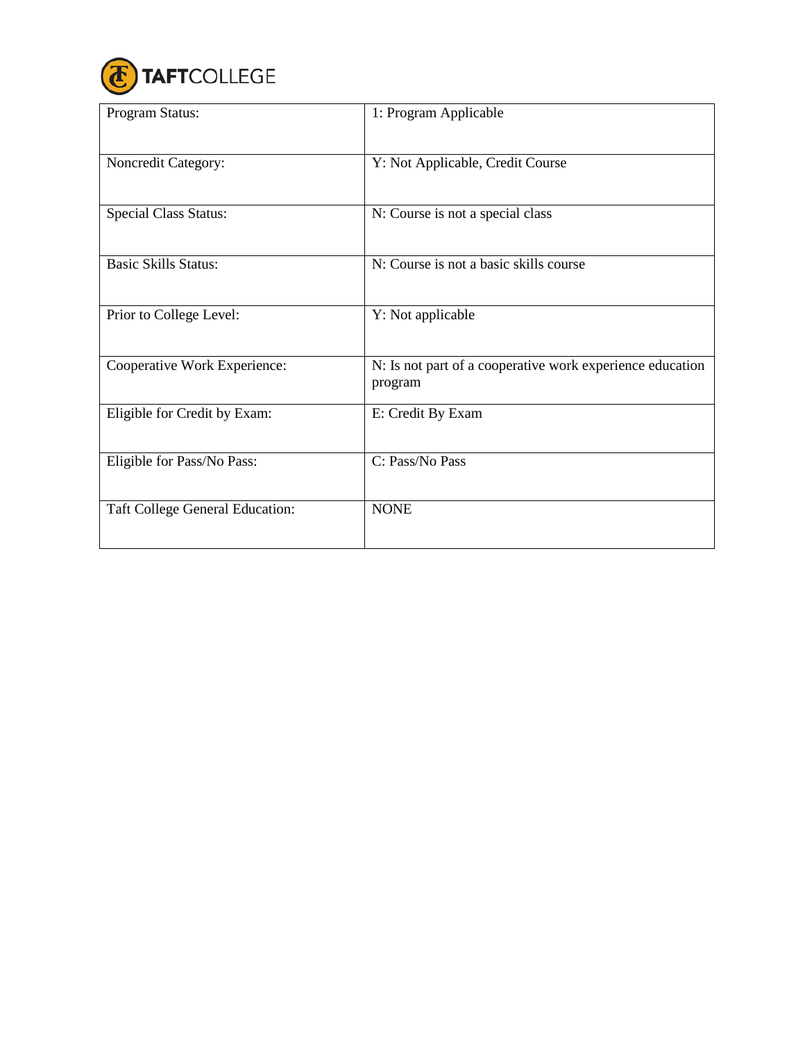| | |
|---|---|
| Program Status: | 1: Program Applicable |
| Noncredit Category: | Y: Not Applicable, Credit Course |
| Special Class Status: | N: Course is not a special class |
| Basic Skills Status: | N: Course is not a basic skills course |
| Prior to College Level: | Y: Not applicable |
| Cooperative Work Experience: | N: Is not part of a cooperative work experience education program |
| Eligible for Credit by Exam: | E: Credit By Exam |
| Eligible for Pass/No Pass: | C: Pass/No Pass |
| Taft College General Education: | NONE |